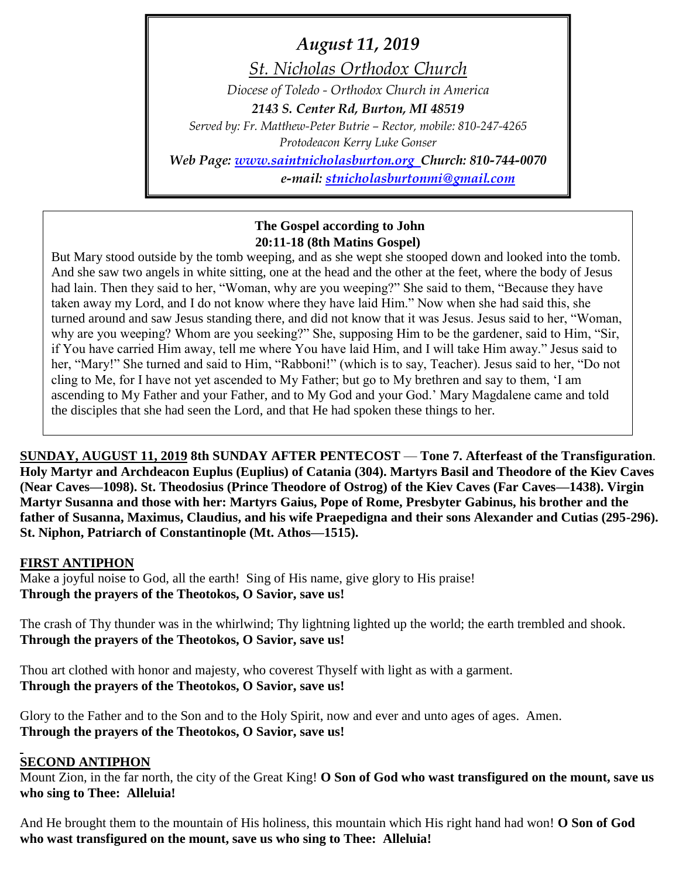*August 11, 2019*

*St. Nicholas Orthodox Church*

*Diocese of Toledo - Orthodox Church in America*

***2143 S. Center Rd, Burton, MI 48519***

*Served by: Fr. Matthew-Peter Butrie – Rector, mobile: 810-247-4265*

*Protodeacon Kerry Luke Gonser*

***Web Page: [www.saintnicholasburton.org](http://www.saintnicholasburton.org) Church: 810-744-0070***

***e-mail: [stnicholasburtonmi@gmail.com](mailto:stnicholasburtonmi@gmail.com)***

---

**The Gospel according to John**
**20:11-18 (8th Matins Gospel)**

But Mary stood outside by the tomb weeping, and as she wept she stooped down and looked into the tomb. And she saw two angels in white sitting, one at the head and the other at the feet, where the body of Jesus had lain. Then they said to her, "Woman, why are you weeping?" She said to them, "Because they have taken away my Lord, and I do not know where they have laid Him." Now when she had said this, she turned around and saw Jesus standing there, and did not know that it was Jesus. Jesus said to her, "Woman, why are you weeping? Whom are you seeking?" She, supposing Him to be the gardener, said to Him, "Sir, if You have carried Him away, tell me where You have laid Him, and I will take Him away." Jesus said to her, "Mary!" She turned and said to Him, "Rabboni!" (which is to say, Teacher). Jesus said to her, "Do not cling to Me, for I have not yet ascended to My Father; but go to My brethren and say to them, 'I am ascending to My Father and your Father, and to My God and your God.' Mary Magdalene came and told the disciples that she had seen the Lord, and that He had spoken these things to her.

---

**SUNDAY, AUGUST 11, 2019 8th SUNDAY AFTER PENTECOST — Tone 7. Afterfeast of the Transfiguration. Holy Martyr and Archdeacon Euplus (Euplius) of Catania (304). Martyrs Basil and Theodore of the Kiev Caves (Near Caves—1098). St. Theodosius (Prince Theodore of Ostrog) of the Kiev Caves (Far Caves—1438). Virgin Martyr Susanna and those with her: Martyrs Gaius, Pope of Rome, Presbyter Gabinus, his brother and the father of Susanna, Maximus, Claudius, and his wife Praepedigna and their sons Alexander and Cutias (295-296). St. Niphon, Patriarch of Constantinople (Mt. Athos—1515).**

## FIRST ANTIPHON

Make a joyful noise to God, all the earth! Sing of His name, give glory to His praise!
**Through the prayers of the Theotokos, O Savior, save us!**

The crash of Thy thunder was in the whirlwind; Thy lightning lighted up the world; the earth trembled and shook.
**Through the prayers of the Theotokos, O Savior, save us!**

Thou art clothed with honor and majesty, who coverest Thyself with light as with a garment.
**Through the prayers of the Theotokos, O Savior, save us!**

Glory to the Father and to the Son and to the Holy Spirit, now and ever and unto ages of ages. Amen.
**Through the prayers of the Theotokos, O Savior, save us!**

## SECOND ANTIPHON

Mount Zion, in the far north, the city of the Great King! **O Son of God who wast transfigured on the mount, save us who sing to Thee: Alleluia!**

And He brought them to the mountain of His holiness, this mountain which His right hand had won! **O Son of God who wast transfigured on the mount, save us who sing to Thee: Alleluia!**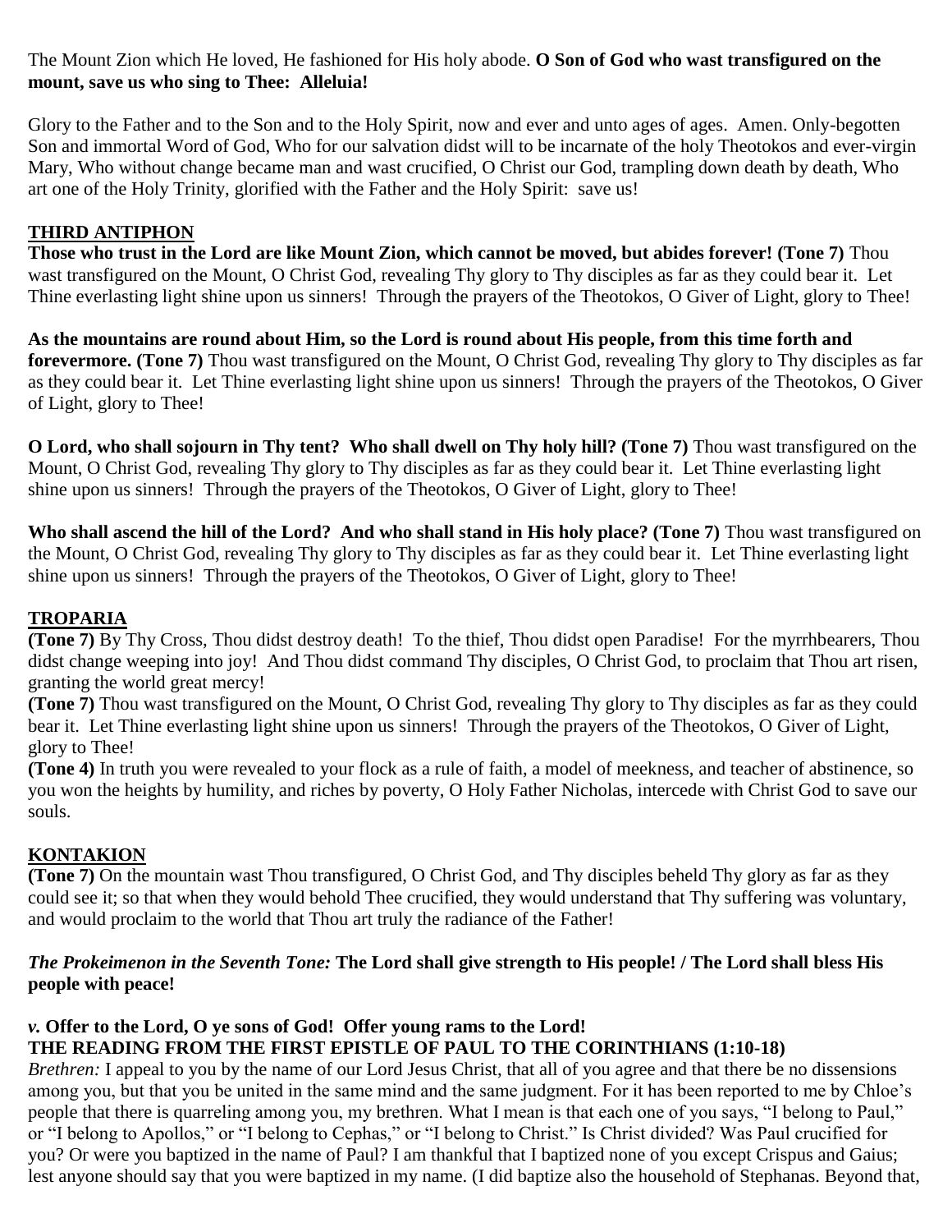The Mount Zion which He loved, He fashioned for His holy abode. **O Son of God who wast transfigured on the mount, save us who sing to Thee: Alleluia!**

Glory to the Father and to the Son and to the Holy Spirit, now and ever and unto ages of ages. Amen. Only-begotten Son and immortal Word of God, Who for our salvation didst will to be incarnate of the holy Theotokos and ever-virgin Mary, Who without change became man and wast crucified, O Christ our God, trampling down death by death, Who art one of the Holy Trinity, glorified with the Father and the Holy Spirit: save us!

## THIRD ANTIPHON

**Those who trust in the Lord are like Mount Zion, which cannot be moved, but abides forever! (Tone 7)** Thou wast transfigured on the Mount, O Christ God, revealing Thy glory to Thy disciples as far as they could bear it. Let Thine everlasting light shine upon us sinners! Through the prayers of the Theotokos, O Giver of Light, glory to Thee!

**As the mountains are round about Him, so the Lord is round about His people, from this time forth and forevermore. (Tone 7)** Thou wast transfigured on the Mount, O Christ God, revealing Thy glory to Thy disciples as far as they could bear it. Let Thine everlasting light shine upon us sinners! Through the prayers of the Theotokos, O Giver of Light, glory to Thee!

**O Lord, who shall sojourn in Thy tent? Who shall dwell on Thy holy hill? (Tone 7)** Thou wast transfigured on the Mount, O Christ God, revealing Thy glory to Thy disciples as far as they could bear it. Let Thine everlasting light shine upon us sinners! Through the prayers of the Theotokos, O Giver of Light, glory to Thee!

**Who shall ascend the hill of the Lord? And who shall stand in His holy place? (Tone 7)** Thou wast transfigured on the Mount, O Christ God, revealing Thy glory to Thy disciples as far as they could bear it. Let Thine everlasting light shine upon us sinners! Through the prayers of the Theotokos, O Giver of Light, glory to Thee!

## TROPARIA

**(Tone 7)** By Thy Cross, Thou didst destroy death! To the thief, Thou didst open Paradise! For the myrrhbearers, Thou didst change weeping into joy! And Thou didst command Thy disciples, O Christ God, to proclaim that Thou art risen, granting the world great mercy!

**(Tone 7)** Thou wast transfigured on the Mount, O Christ God, revealing Thy glory to Thy disciples as far as they could bear it. Let Thine everlasting light shine upon us sinners! Through the prayers of the Theotokos, O Giver of Light, glory to Thee!

**(Tone 4)** In truth you were revealed to your flock as a rule of faith, a model of meekness, and teacher of abstinence, so you won the heights by humility, and riches by poverty, O Holy Father Nicholas, intercede with Christ God to save our souls.

## KONTAKION

**(Tone 7)** On the mountain wast Thou transfigured, O Christ God, and Thy disciples beheld Thy glory as far as they could see it; so that when they would behold Thee crucified, they would understand that Thy suffering was voluntary, and would proclaim to the world that Thou art truly the radiance of the Father!

***The Prokeimenon in the Seventh Tone:*** **The Lord shall give strength to His people! / The Lord shall bless His people with peace!**

***v.*** **Offer to the Lord, O ye sons of God! Offer young rams to the Lord!**

**THE READING FROM THE FIRST EPISTLE OF PAUL TO THE CORINTHIANS (1:10-18)**

*Brethren:* I appeal to you by the name of our Lord Jesus Christ, that all of you agree and that there be no dissensions among you, but that you be united in the same mind and the same judgment. For it has been reported to me by Chloe's people that there is quarreling among you, my brethren. What I mean is that each one of you says, "I belong to Paul," or "I belong to Apollos," or "I belong to Cephas," or "I belong to Christ." Is Christ divided? Was Paul crucified for you? Or were you baptized in the name of Paul? I am thankful that I baptized none of you except Crispus and Gaius; lest anyone should say that you were baptized in my name. (I did baptize also the household of Stephanas. Beyond that,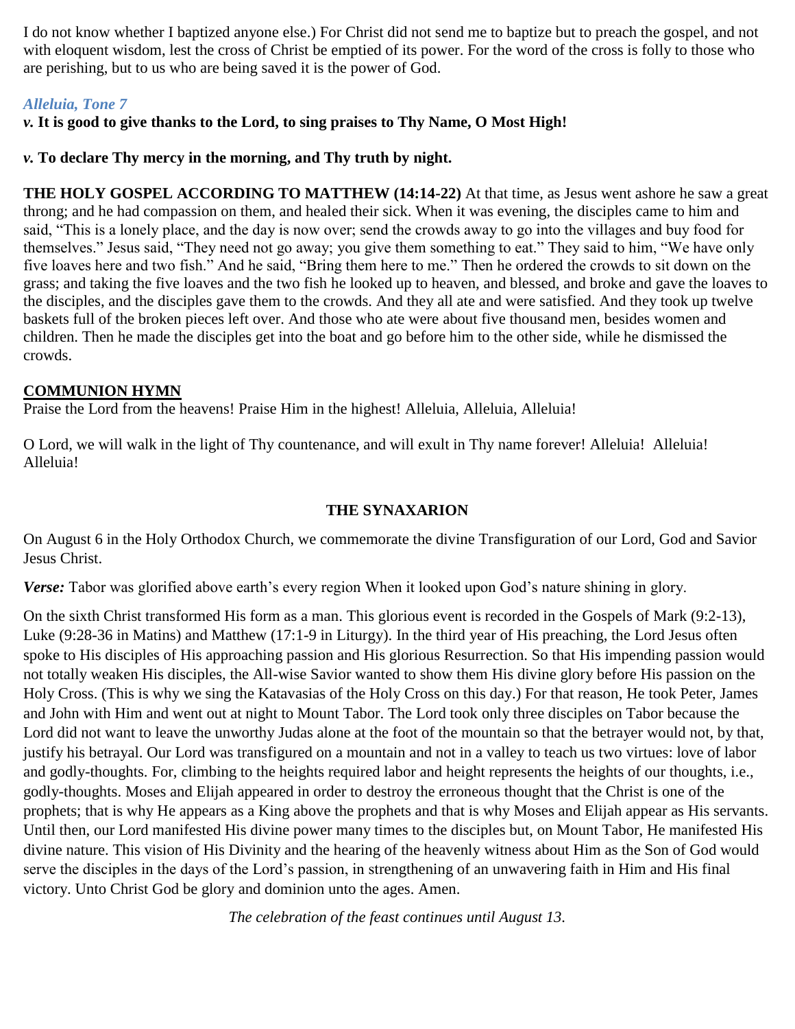I do not know whether I baptized anyone else.) For Christ did not send me to baptize but to preach the gospel, and not with eloquent wisdom, lest the cross of Christ be emptied of its power. For the word of the cross is folly to those who are perishing, but to us who are being saved it is the power of God.

*Alleluia, Tone 7*

***v.*** **It is good to give thanks to the Lord, to sing praises to Thy Name, O Most High!**

***v.*** **To declare Thy mercy in the morning, and Thy truth by night.**

**THE HOLY GOSPEL ACCORDING TO MATTHEW (14:14-22)** At that time, as Jesus went ashore he saw a great throng; and he had compassion on them, and healed their sick. When it was evening, the disciples came to him and said, "This is a lonely place, and the day is now over; send the crowds away to go into the villages and buy food for themselves." Jesus said, "They need not go away; you give them something to eat." They said to him, "We have only five loaves here and two fish." And he said, "Bring them here to me." Then he ordered the crowds to sit down on the grass; and taking the five loaves and the two fish he looked up to heaven, and blessed, and broke and gave the loaves to the disciples, and the disciples gave them to the crowds. And they all ate and were satisfied. And they took up twelve baskets full of the broken pieces left over. And those who ate were about five thousand men, besides women and children. Then he made the disciples get into the boat and go before him to the other side, while he dismissed the crowds.

**COMMUNION HYMN**

Praise the Lord from the heavens! Praise Him in the highest! Alleluia, Alleluia, Alleluia!

O Lord, we will walk in the light of Thy countenance, and will exult in Thy name forever! Alleluia! Alleluia! Alleluia!

## THE SYNAXARION

On August 6 in the Holy Orthodox Church, we commemorate the divine Transfiguration of our Lord, God and Savior Jesus Christ.

***Verse:*** Tabor was glorified above earth's every region When it looked upon God's nature shining in glory.

On the sixth Christ transformed His form as a man. This glorious event is recorded in the Gospels of Mark (9:2-13), Luke (9:28-36 in Matins) and Matthew (17:1-9 in Liturgy). In the third year of His preaching, the Lord Jesus often spoke to His disciples of His approaching passion and His glorious Resurrection. So that His impending passion would not totally weaken His disciples, the All-wise Savior wanted to show them His divine glory before His passion on the Holy Cross. (This is why we sing the Katavasias of the Holy Cross on this day.) For that reason, He took Peter, James and John with Him and went out at night to Mount Tabor. The Lord took only three disciples on Tabor because the Lord did not want to leave the unworthy Judas alone at the foot of the mountain so that the betrayer would not, by that, justify his betrayal. Our Lord was transfigured on a mountain and not in a valley to teach us two virtues: love of labor and godly-thoughts. For, climbing to the heights required labor and height represents the heights of our thoughts, i.e., godly-thoughts. Moses and Elijah appeared in order to destroy the erroneous thought that the Christ is one of the prophets; that is why He appears as a King above the prophets and that is why Moses and Elijah appear as His servants. Until then, our Lord manifested His divine power many times to the disciples but, on Mount Tabor, He manifested His divine nature. This vision of His Divinity and the hearing of the heavenly witness about Him as the Son of God would serve the disciples in the days of the Lord's passion, in strengthening of an unwavering faith in Him and His final victory. Unto Christ God be glory and dominion unto the ages. Amen.

*The celebration of the feast continues until August 13.*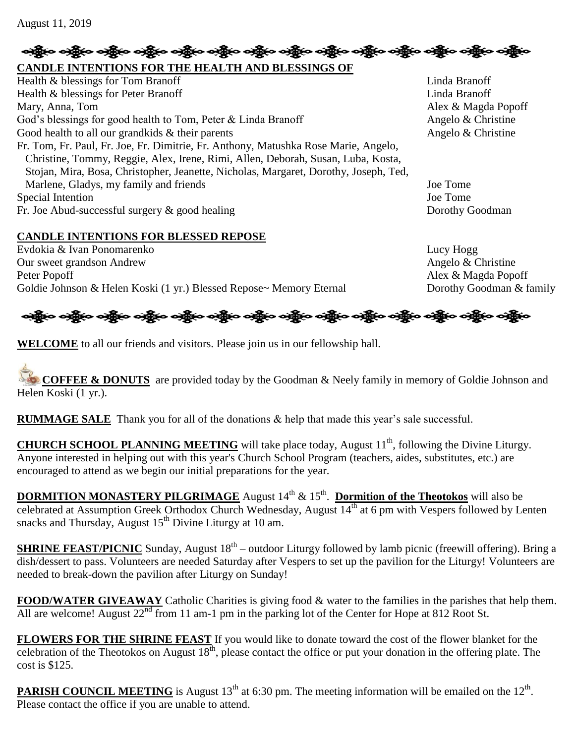August 11, 2019

## CANDLE INTENTIONS FOR THE HEALTH AND BLESSINGS OF

| Intention | Offered by |
|---|---|
| Health & blessings for Tom Branoff | Linda Branoff |
| Health & blessings for Peter Branoff | Linda Branoff |
| Mary, Anna, Tom | Alex & Magda Popoff |
| God's blessings for good health to Tom, Peter & Linda Branoff | Angelo & Christine |
| Good health to all our grandkids & their parents | Angelo & Christine |
| Fr. Tom, Fr. Paul, Fr. Joe, Fr. Dimitrie, Fr. Anthony, Matushka Rose Marie, Angelo, Christine, Tommy, Reggie, Alex, Irene, Rimi, Allen, Deborah, Susan, Luba, Kosta, Stojan, Mira, Bosa, Christopher, Jeanette, Nicholas, Margaret, Dorothy, Joseph, Ted, Marlene, Gladys, my family and friends | Joe Tome |
| Special Intention | Joe Tome |
| Fr. Joe Abud-successful surgery & good healing | Dorothy Goodman |

## CANDLE INTENTIONS FOR BLESSED REPOSE

| Intention | Offered by |
|---|---|
| Evdokia & Ivan Ponomarenko | Lucy Hogg |
| Our sweet grandson Andrew | Angelo & Christine |
| Peter Popoff | Alex & Magda Popoff |
| Goldie Johnson & Helen Koski (1 yr.) Blessed Repose~ Memory Eternal | Dorothy Goodman & family |

**WELCOME** to all our friends and visitors. Please join us in our fellowship hall.

**COFFEE & DONUTS** are provided today by the Goodman & Neely family in memory of Goldie Johnson and Helen Koski (1 yr.).

**RUMMAGE SALE** Thank you for all of the donations & help that made this year's sale successful.

**CHURCH SCHOOL PLANNING MEETING** will take place today, August 11th, following the Divine Liturgy. Anyone interested in helping out with this year's Church School Program (teachers, aides, substitutes, etc.) are encouraged to attend as we begin our initial preparations for the year.

**DORMITION MONASTERY PILGRIMAGE** August 14th & 15th. **Dormition of the Theotokos** will also be celebrated at Assumption Greek Orthodox Church Wednesday, August 14th at 6 pm with Vespers followed by Lenten snacks and Thursday, August 15th Divine Liturgy at 10 am.

**SHRINE FEAST/PICNIC** Sunday, August 18th – outdoor Liturgy followed by lamb picnic (freewill offering). Bring a dish/dessert to pass. Volunteers are needed Saturday after Vespers to set up the pavilion for the Liturgy! Volunteers are needed to break-down the pavilion after Liturgy on Sunday!

**FOOD/WATER GIVEAWAY** Catholic Charities is giving food & water to the families in the parishes that help them. All are welcome! August 22nd from 11 am-1 pm in the parking lot of the Center for Hope at 812 Root St.

**FLOWERS FOR THE SHRINE FEAST** If you would like to donate toward the cost of the flower blanket for the celebration of the Theotokos on August 18th, please contact the office or put your donation in the offering plate. The cost is $125.

**PARISH COUNCIL MEETING** is August 13th at 6:30 pm. The meeting information will be emailed on the 12th. Please contact the office if you are unable to attend.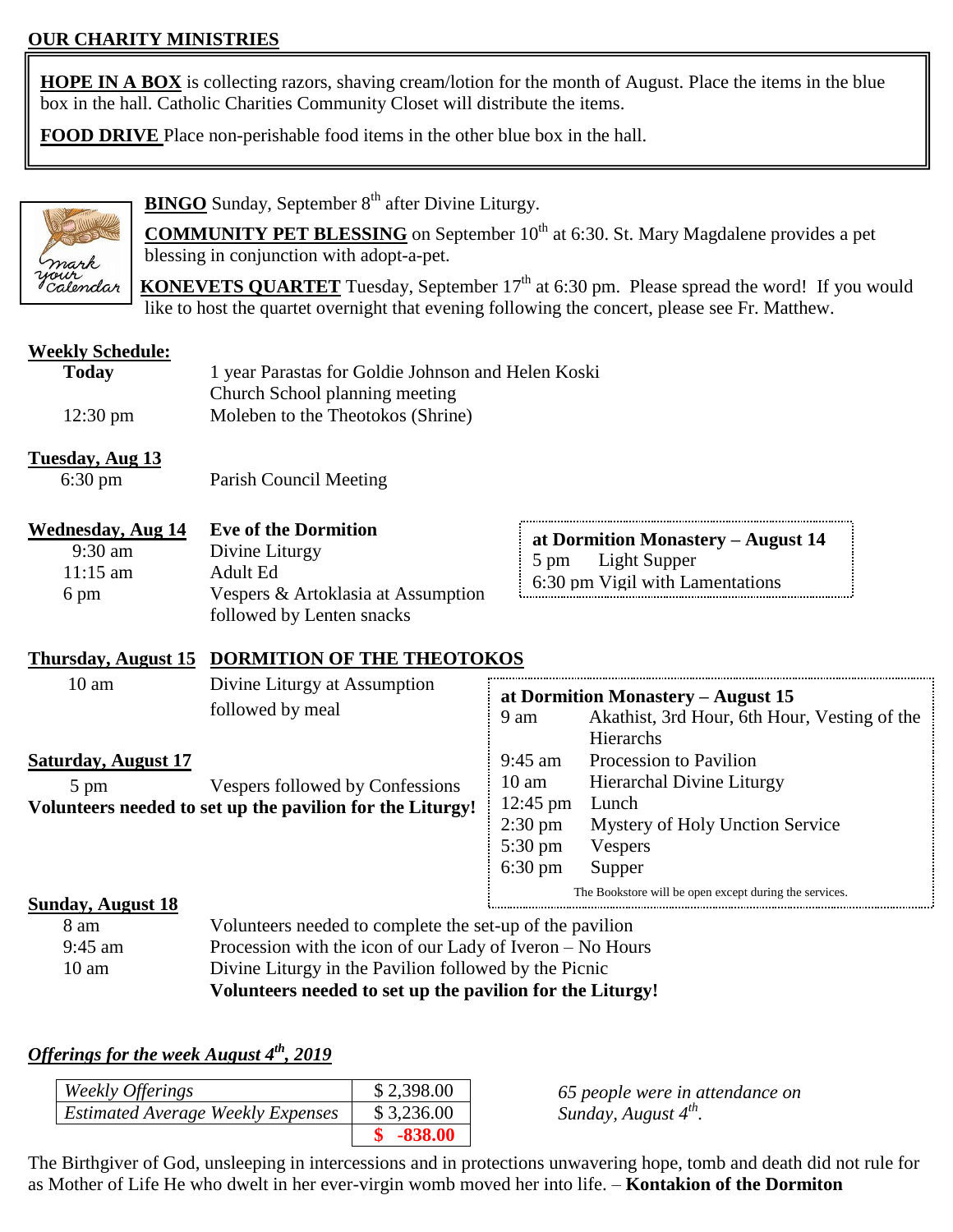## OUR CHARITY MINISTRIES

**HOPE IN A BOX** is collecting razors, shaving cream/lotion for the month of August. Place the items in the blue box in the hall. Catholic Charities Community Closet will distribute the items.

**FOOD DRIVE** Place non-perishable food items in the other blue box in the hall.

mark your Calendar

**BINGO** Sunday, September 8th after Divine Liturgy.

**COMMUNITY PET BLESSING** on September 10th at 6:30. St. Mary Magdalene provides a pet blessing in conjunction with adopt-a-pet.

**KONEVETS QUARTET** Tuesday, September 17th at 6:30 pm. Please spread the word! If you would like to host the quartet overnight that evening following the concert, please see Fr. Matthew.

## Weekly Schedule:

**Today**
- 1 year Parastas for Goldie Johnson and Helen Koski
- Church School planning meeting
- 12:30 pm — Moleben to the Theotokos (Shrine)

**Tuesday, Aug 13**
- 6:30 pm — Parish Council Meeting

**Wednesday, Aug 14** — **Eve of the Dormition**
- 9:30 am — Divine Liturgy
- 11:15 am — Adult Ed
- 6 pm — Vespers & Artoklasia at Assumption followed by Lenten snacks

**at Dormition Monastery – August 14**
- 5 pm — Light Supper
- 6:30 pm — Vigil with Lamentations

**Thursday, August 15** — **DORMITION OF THE THEOTOKOS**
- 10 am — Divine Liturgy at Assumption followed by meal

**at Dormition Monastery – August 15**
- 9 am — Akathist, 3rd Hour, 6th Hour, Vesting of the Hierarchs
- 9:45 am — Procession to Pavilion
- 10 am — Hierarchal Divine Liturgy
- 12:45 pm — Lunch
- 2:30 pm — Mystery of Holy Unction Service
- 5:30 pm — Vespers
- 6:30 pm — Supper

The Bookstore will be open except during the services.

**Saturday, August 17**
- 5 pm — Vespers followed by Confessions

**Volunteers needed to set up the pavilion for the Liturgy!**

**Sunday, August 18**
- 8 am — Volunteers needed to complete the set-up of the pavilion
- 9:45 am — Procession with the icon of our Lady of Iveron – No Hours
- 10 am — Divine Liturgy in the Pavilion followed by the Picnic

**Volunteers needed to set up the pavilion for the Liturgy!**

## *Offerings for the week August 4th, 2019*

| | |
|---|---|
| *Weekly Offerings* | $ 2,398.00 |
| *Estimated Average Weekly Expenses* | $ 3,236.00 |
| | **$ -838.00** |

*65 people were in attendance on Sunday, August 4th.*

The Birthgiver of God, unsleeping in intercessions and in protections unwavering hope, tomb and death did not rule for as Mother of Life He who dwelt in her ever-virgin womb moved her into life. – **Kontakion of the Dormiton**